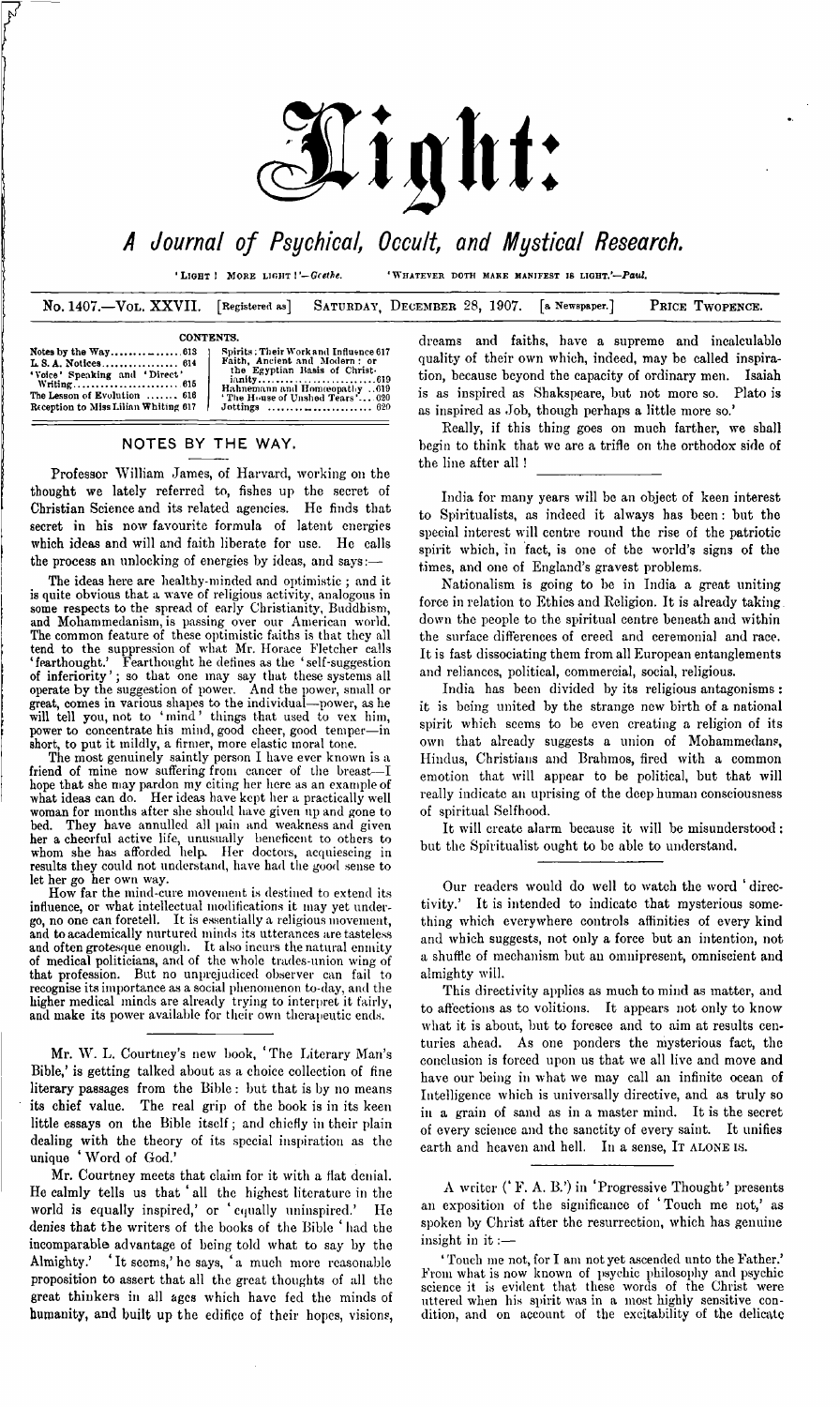# Light:

## *A Journal of Psychical, Occult, and Mystical Research.*

'LIGHT! MORE LIGHT!'—*Goethe.* 'WHATEVER DOTH MAKE MANIFEST IS LIGHT.'—*Paul.*

No. 1407.—VOL. XXVII. [Registered as] SATURDAY, DECEMBER 28, 1907. [a Newspaper.] PRICE TWOPENCE.

**CONTENTS.**

| | | | |
|---|---|---|---|
| Notes by the Way | 613 | Spirits: Their Work and Influence | 617 |
| L. S. A. Notices | 614 | Faith, Ancient and Modern: or the Egyptian Basis of Christianity | 619 |
| 'Voice' Speaking and 'Direct' Writing | 615 | Hahnemann and Homœopathy | 619 |
| The Lesson of Evolution | 616 | 'The House of Unshed Tears' | 620 |
| Reception to Miss Lilian Whiting | 617 | Jottings | 620 |

## NOTES BY THE WAY.

Professor William James, of Harvard, working on the thought we lately referred to, fishes up the secret of Christian Science and its related agencies. He finds that secret in his now favourite formula of latent energies which ideas and will and faith liberate for use. He calls the process an unlocking of energies by ideas, and says:—

The ideas here are healthy-minded and optimistic; and it is quite obvious that a wave of religious activity, analogous in some respects to the spread of early Christianity, Buddhism, and Mohammedanism, is passing over our American world. The common feature of these optimistic faiths is that they all tend to the suppression of what Mr. Horace Fletcher calls 'fearthought.' Fearthought he defines as the 'self-suggestion of inferiority'; so that one may say that these systems all operate by the suggestion of power. And the power, small or great, comes in various shapes to the individual—power, as he will tell you, not to 'mind' things that used to vex him, power to concentrate his mind, good cheer, good temper—in short, to put it mildly, a firmer, more elastic moral tone.

The most genuinely saintly person I have ever known is a friend of mine now suffering from cancer of the breast—I hope that she may pardon my citing her here as an example of what ideas can do. Her ideas have kept her a practically well woman for months after she should have given up and gone to bed. They have annulled all pain and weakness and given her a cheerful active life, unusually beneficent to others to whom she has afforded help. Her doctors, acquiescing in results they could not understand, have had the good sense to let her go her own way.

How far the mind-cure movement is destined to extend its influence, or what intellectual modifications it may yet undergo, no one can foretell. It is essentially a religious movement, and to academically nurtured minds its utterances are tasteless and often grotesque enough. It also incurs the natural enmity of medical politicians, and of the whole trades-union wing of that profession. But no unprejudiced observer can fail to recognise its importance as a social phenomenon to-day, and the higher medical minds are already trying to interpret it fairly, and make its power available for their own therapeutic ends.

---

Mr. W. L. Courtney's new book, 'The Literary Man's Bible,' is getting talked about as a choice collection of fine literary passages from the Bible: but that is by no means its chief value. The real grip of the book is in its keen little essays on the Bible itself; and chiefly in their plain dealing with the theory of its special inspiration as the unique 'Word of God.'

Mr. Courtney meets that claim for it with a flat denial. He calmly tells us that 'all the highest literature in the world is equally inspired,' or 'equally uninspired.' He denies that the writers of the books of the Bible 'had the incomparable advantage of being told what to say by the Almighty.' 'It seems,' he says, 'a much more reasonable proposition to assert that all the great thoughts of all the great thinkers in all ages which have fed the minds of humanity, and built up the edifice of their hopes, visions, dreams and faiths, have a supreme and incalculable quality of their own which, indeed, may be called inspiration, because beyond the capacity of ordinary men. Isaiah is as inspired as Shakspeare, but not more so. Plato is as inspired as Job, though perhaps a little more so.'

Really, if this thing goes on much farther, we shall begin to think that we are a trifle on the orthodox side of the line after all!

---

India for many years will be an object of keen interest to Spiritualists, as indeed it always has been: but the special interest will centre round the rise of the patriotic spirit which, in fact, is one of the world's signs of the times, and one of England's gravest problems.

Nationalism is going to be in India a great uniting force in relation to Ethics and Religion. It is already taking down the people to the spiritual centre beneath and within the surface differences of creed and ceremonial and race. It is fast dissociating them from all European entanglements and reliances, political, commercial, social, religious.

India has been divided by its religious antagonisms: it is being united by the strange new birth of a national spirit which seems to be even creating a religion of its own that already suggests a union of Mohammedans, Hindus, Christians and Brahmos, fired with a common emotion that will appear to be political, but that will really indicate an uprising of the deep human consciousness of spiritual Selfhood.

It will create alarm because it will be misunderstood; but the Spiritualist ought to be able to understand.

---

Our readers would do well to watch the word 'directivity.' It is intended to indicate that mysterious something which everywhere controls affinities of every kind and which suggests, not only a force but an intention, not a shuffle of mechanism but an omnipresent, omniscient and almighty will.

This directivity applies as much to mind as matter, and to affections as to volitions. It appears not only to know what it is about, but to foresee and to aim at results centuries ahead. As one ponders the mysterious fact, the conclusion is forced upon us that we all live and move and have our being in what we may call an infinite ocean of Intelligence which is universally directive, and as truly so in a grain of sand as in a master mind. It is the secret of every science and the sanctity of every saint. It unifies earth and heaven and hell. In a sense, IT ALONE IS.

---

A writer ('F. A. B.') in 'Progressive Thought' presents an exposition of the significance of 'Touch me not,' as spoken by Christ after the resurrection, which has genuine insight in it:—

'Touch me not, for I am not yet ascended unto the Father.' From what is now known of psychic philosophy and psychic science it is evident that these words of the Christ were uttered when his spirit was in a most highly sensitive condition, and on account of the excitability of the delicate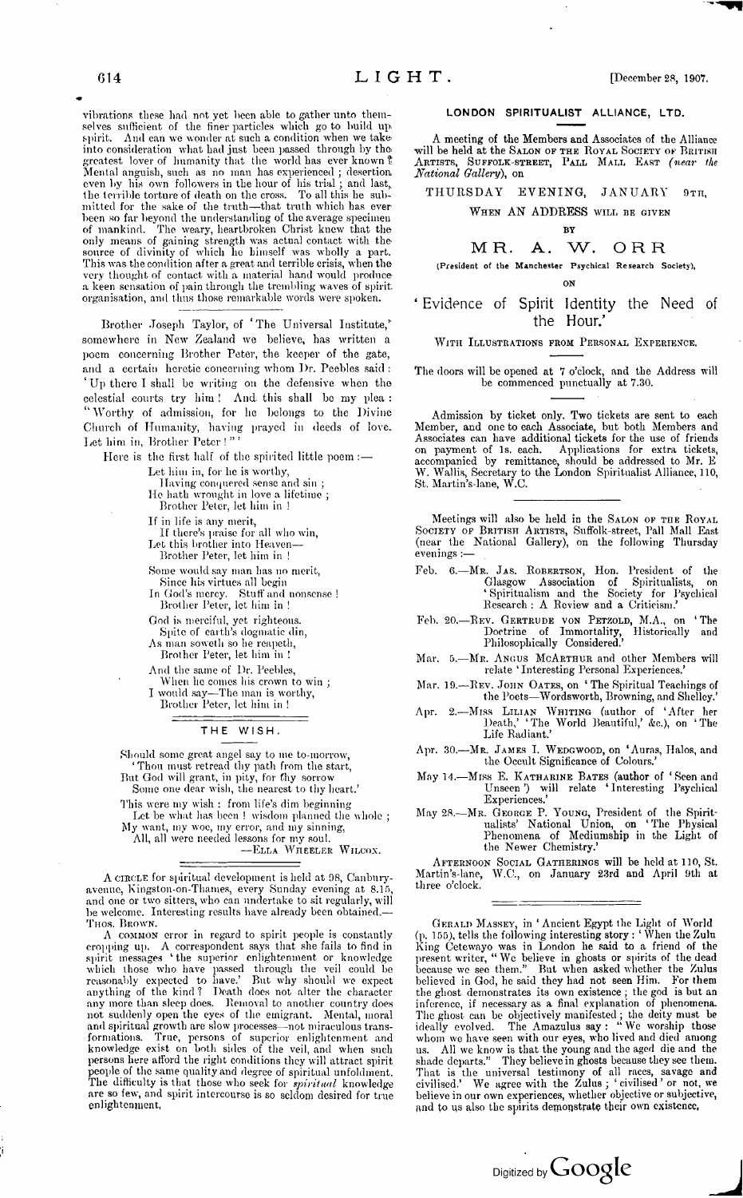vibrations these had not yet been able to gather unto themselves sufficient of the finer particles which go to build up spirit. And can we wonder at such a condition when we take into consideration what had just been passed through by the greatest lover of humanity that the world has ever known? Mental anguish, such as no man has experienced ; desertion even by his own followers in the hour of his trial ; and last, the terrible torture of death on the cross. To all this he submitted for the sake of the truth—that truth which has ever been so far beyond the understanding of the average specimen of mankind. The weary, heartbroken Christ knew that the only means of gaining strength was actual contact with the source of divinity of which he himself was wholly a part. This was the condition after a great and terrible crisis, when the very thought of contact with a material hand would produce a keen sensation of pain through the trembling waves of spirit organisation, and thus those remarkable words were spoken.

---

Brother Joseph Taylor, of 'The Universal Institute,' somewhere in New Zealand we believe, has written a poem concerning Brother Peter, the keeper of the gate, and a certain heretic concerning whom Dr. Peebles said : 'Up there I shall be writing on the defensive when the celestial courts try him ! And this shall be my plea : "Worthy of admission, for he belongs to the Divine Church of Humanity, having prayed in deeds of love. Let him in, Brother Peter!"'

Here is the first half of the spirited little poem :—

> Let him in, for he is worthy,
> Having conquered sense and sin ;
> He hath wrought in love a lifetime ;
> Brother Peter, let him in !
>
> If in life is any merit,
> If there's praise for all who win,
> Let this brother into Heaven—
> Brother Peter, let him in !
>
> Some would say man has no merit,
> Since his virtues all begin
> In God's mercy. Stuff and nonsense !
> Brother Peter, let him in !
>
> God is merciful, yet righteous.
> Spite of earth's dogmatic din,
> As man soweth so he reapeth,
> Brother Peter, let him in !
>
> And the same of Dr. Peebles,
> When he comes his crown to win ;
> I would say—The man is worthy,
> Brother Peter, let him in !

## THE WISH.

> Should some great angel say to me to-morrow,
> 'Thou must retread thy path from the start,
> But God will grant, in pity, for thy sorrow
> Some one dear wish, the nearest to thy heart.'
>
> This were my wish : from life's dim beginning
> Let be what has been ! wisdom planned the whole ;
> My want, my woe, my error, and my sinning,
> All, all were needed lessons for my soul.
>
> —Ella Wheeler Wilcox.

---

A circle for spiritual development is held at 98, Canbury-avenue, Kingston-on-Thames, every Sunday evening at 8.15, and one or two sitters, who can undertake to sit regularly, will be welcome. Interesting results have already been obtained.—Thos. Brown.

A common error in regard to spirit people is constantly cropping up. A correspondent says that she fails to find in spirit messages 'the superior enlightenment or knowledge which those who have passed through the veil could be reasonably expected to have.' But why should we expect anything of the kind? Death does not alter the character any more than sleep does. Removal to another country does not suddenly open the eyes of the emigrant. Mental, moral and spiritual growth are slow processes—not miraculous transformations. True, persons of superior enlightenment and knowledge exist on both sides of the veil, and when such persons here afford the right conditions they will attract spirit people of the same quality and degree of spiritual unfoldment. The difficulty is that those who seek for *spiritual* knowledge are so few, and spirit intercourse is so seldom desired for true enlightenment.

## LONDON SPIRITUALIST ALLIANCE, LTD.

A meeting of the Members and Associates of the Alliance will be held at the Salon of the Royal Society of British Artists, Suffolk-street, Pall Mall East (*near the National Gallery*), on

THURSDAY EVENING, JANUARY 9TH,

When an Address will be given

by

### MR. A. W. ORR

(President of the Manchester Psychical Research Society),

on

### 'Evidence of Spirit Identity the Need of the Hour.'

With Illustrations from Personal Experience.

The doors will be opened at 7 o'clock, and the Address will be commenced punctually at 7.30.

---

Admission by ticket only. Two tickets are sent to each Member, and one to each Associate, but both Members and Associates can have additional tickets for the use of friends on payment of 1s. each. Applications for extra tickets, accompanied by remittance, should be addressed to Mr. E. W. Wallis, Secretary to the London Spiritualist Alliance, 110, St. Martin's-lane, W.C.

---

Meetings will also be held in the Salon of the Royal Society of British Artists, Suffolk-street, Pall Mall East (near the National Gallery), on the following Thursday evenings :—

- Feb. 6.—Mr. Jas. Robertson, Hon. President of the Glasgow Association of Spiritualists, on 'Spiritualism and the Society for Psychical Research : A Review and a Criticism.'
- Feb. 20.—Rev. Gertrude von Petzold, M.A., on 'The Doctrine of Immortality, Historically and Philosophically Considered.'
- Mar. 5.—Mr. Angus McArthur and other Members will relate 'Interesting Personal Experiences.'
- Mar. 19.—Rev. John Oates, on 'The Spiritual Teachings of the Poets—Wordsworth, Browning, and Shelley.'
- Apr. 2.—Miss Lilian Whiting (author of 'After her Death,' 'The World Beautiful,' &c.), on 'The Life Radiant.'
- Apr. 30.—Mr. James I. Wedgwood, on 'Auras, Halos, and the Occult Significance of Colours.'
- May 14.—Miss E. Katharine Bates (author of 'Seen and Unseen') will relate 'Interesting Psychical Experiences.'
- May 28.—Mr. George P. Young, President of the Spiritualists' National Union, on 'The Physical Phenomena of Mediumship in the Light of the Newer Chemistry.'

Afternoon Social Gatherings will be held at 110, St. Martin's-lane, W.C., on January 23rd and April 9th at three o'clock.

---

Gerald Massey, in 'Ancient Egypt the Light of World (p. 155), tells the following interesting story : 'When the Zulu King Cetewayo was in London he said to a friend of the present writer, "We believe in ghosts or spirits of the dead because we see them." But when asked whether the Zulus believed in God, he said they had not seen Him. For them the ghost demonstrates its own existence ; the god is but an inference, if necessary as a final explanation of phenomena. The ghost can be objectively manifested ; the deity must be ideally evolved. The Amazulus say : "We worship those whom we have seen with our eyes, who lived and died among us. All we know is that the young and the aged die and the shade departs." They believe in ghosts because they see them. That is the universal testimony of all races, savage and civilised.' We agree with the Zulus ; 'civilised' or not, we believe in our own experiences, whether objective or subjective, and to us also the spirits demonstrate their own existence.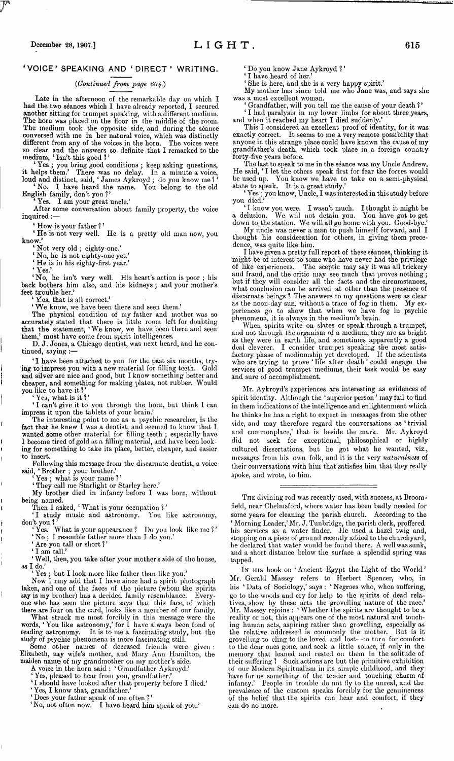## 'VOICE' SPEAKING AND 'DIRECT' WRITING.

*(Continued from page 604.)*

Late in the afternoon of the remarkable day on which I had the two séances which I have already reported, I secured another sitting for trumpet speaking, with a different medium. The horn was placed on the floor in the middle of the room. The medium took the opposite side, and during the séance conversed with me in her natural voice, which was distinctly different from any of the voices in the horn. The voices were so clear and the answers so definite that I remarked to the medium, 'Isn't this good ?'

'Yes ; you bring good conditions ; keep asking questions, it helps them.' There was no delay. In a minute a voice, loud and distinct, said, 'James Aykroyd ; do you know me ?'

'No. I have heard the name. You belong to the old English family, don't you ?'

'Yes. I am your great uncle.'

After some conversation about family property, the voice inquired :—

'How is your father ?'

'He is not very well. He is a pretty old man now, you know.'

'Not very old ; eighty-one.'

'No, he is not eighty-one yet.'

'He is in his eighty-first year.'

'Yes.'

'No, he isn't very well. His heart's action is poor ; his back bothers him also, and his kidneys ; and your mother's feet trouble her.'

'Yes, that is all correct.'

'We know, we have been there and seen them.'

The physical condition of my father and mother was so accurately stated that there is little room left for doubting that the statement, 'We know, we have been there and seen them,' must have come from spirit intelligences.

D. J. Jones, a Chicago dentist, was next heard, and he continued, saying :—

'I have been attached to you for the past six months, trying to impress you with a new material for filling teeth. Gold and silver are nice and good, but I know something better and cheaper, and something for making plates, not rubber. Would you like to have it ?'

'Yes, what is it ?'

'I can't give it to you through the horn, but think I can impress it upon the tablets of your brain.'

The interesting point to me as a psychic researcher, is the fact that he knew I was a dentist, and seemed to know that I wanted some other material for filling teeth ; especially have I become tired of gold as a filling material, and have been looking for something to take its place, better, cheaper, and easier to insert.

Following this message from the discarnate dentist, a voice said, 'Brother ; your brother.'

'Yes ; what is your name ?'

'They call me Starlight or Starley here.'

My brother died in infancy before I was born, without being named.

Then I asked, 'What is your occupation ?'

'I study music and astronomy. You like astronomy, don't you ?'

'Yes. What is your appearance ? Do you look like me ?'

'No ; I resemble father more than I do you.'

'Are you tall or short ?'

'I am tall.'

'Well, then, you take after your mother's side of the house, as I do.'

'Yes ; but I look more like father than like you.'

Now I may add that I have since had a spirit photograph taken, and one of the faces of the picture (whom the spirits say is my brother) has a decided family resemblance. Everyone who has seen the picture says that this face, of which there are four on the card, looks like a member of our family.

What struck me most forcibly in this message were the words, 'You like astronomy,' for I have always been fond of reading astronomy. It is to me a fascinating study, but the study of psychic phenomena is more fascinating still.

Some other names of deceased friends were given : Elizabeth, my wife's mother, and Mary Ann Hamilton, the maiden name of my grandmother on my mother's side.

A voice in the horn said : 'Grandfather Aykroyd.'

'Yes, pleased to hear from you, grandfather.'

'I should have looked after that property before I died.'

'Yes, I know that, grandfather.'

'Does your father speak of me often ?'

'No, not often now. I have heard him speak of you.'

'Do you know Jane Aykroyd ?'

'I have heard of her.'

'She is here, and she is a very happy spirit.'

My mother has since told me who Jane was, and says she was a most excellent woman.

'Grandfather, will you tell me the cause of your death ?'

'I had paralysis in my lower limbs for about three years, and when it reached my heart I died suddenly.'

This I considered an excellent proof of identity, for it was exactly correct. It seems to me a very remote possibility that anyone in this strange place could have known the cause of my grandfather's death, which took place in a foreign country forty-five years before.

The last to speak to me in the séance was my Uncle Andrew. He said, 'I let the others speak first for fear the forces would be used up. You know we have to take on a semi-physical state to speak. It is a great study.'

'Yes ; you know, Uncle, I was interested in this study before you died.'

'I know you were. I wasn't much. I thought it might be a delusion. We will not detain you. You have got to get down to the station. We will all go home with you. Good-bye.'

My uncle was never a man to push himself forward, and I thought his consideration for others, in giving them precedence, was quite like him.

I have given a pretty full report of these séances, thinking it might be of interest to some who have never had the privilege of like experiences. The sceptic may say it was all trickery and fraud, and the critic may see much that proves nothing ; but if they will consider all the facts and the circumstances, what conclusion can be arrived at other than the presence of discarnate beings ? The answers to my questions were as clear as the noon-day sun, without a trace of fog in them. My experiences go to show that when we have fog in psychic phenomena, it is always in the medium's brain.

When spirits write on slates or speak through a trumpet, and not through the organism of a medium, they are as bright as they were in earth life, and sometimes apparently a good deal cleverer. I consider trumpet speaking the most satisfactory phase of mediumship yet developed. If the scientists who are trying to prove 'life after death' could engage the services of good trumpet mediums, their task would be easy and sure of accomplishment.

Mr. Aykroyd's experiences are interesting as evidences of spirit identity. Although the 'superior person' may fail to find in them indications of the intelligence and enlightenment which he thinks he has a right to expect in messages from the other side, and may therefore regard the conversations as 'trivial and commonplace,' that is beside the mark. Mr. Aykroyd did not seek for exceptional, philosophical or highly cultured dissertations, but he got what he wanted, viz., messages from his own folk, and it is the very *naturalness* of their conversations with him that satisfies him that they really spoke, and wrote, to him.

---

The divining rod was recently used, with success, at Broomfield, near Chelmsford, where water has been badly needed for some years for cleaning the parish church. According to the 'Morning Leader,' Mr. J. Tunbridge, the parish clerk, proffered his services as a water finder. He used a hazel twig and, stopping on a piece of ground recently added to the churchyard, he declared that water would be found there. A well was sunk, and a short distance below the surface a splendid spring was tapped.

In his book on 'Ancient Egypt the Light of the World' Mr. Gerald Massey refers to Herbert Spencer, who, in his 'Data of Sociology,' says : 'Negroes who, when suffering, go to the woods and cry for help to the spirits of dead relatives, show by these acts the grovelling nature of the race.' Mr. Massey rejoins : 'Whether the spirits are thought to be a reality or not, this appears one of the most natural and touching human acts, aspiring rather than grovelling, especially as the relative addressed is commonly the mother. But is it grovelling to cling to the loved and lost—to turn for comfort to the dear ones gone, and seek a little solace, if only in the memory that leaned and rested on them in the solitude of their suffering ? Such actions are but the primitive exhibition of our Modern Spiritualism in its simple childhood, and they have for us something of the tender and touching charm of infancy.' People in trouble do not fly to the unreal, and the prevalence of the custom speaks forcibly for the genuineness of the belief that the spirits can hear and comfort, if they can do no more.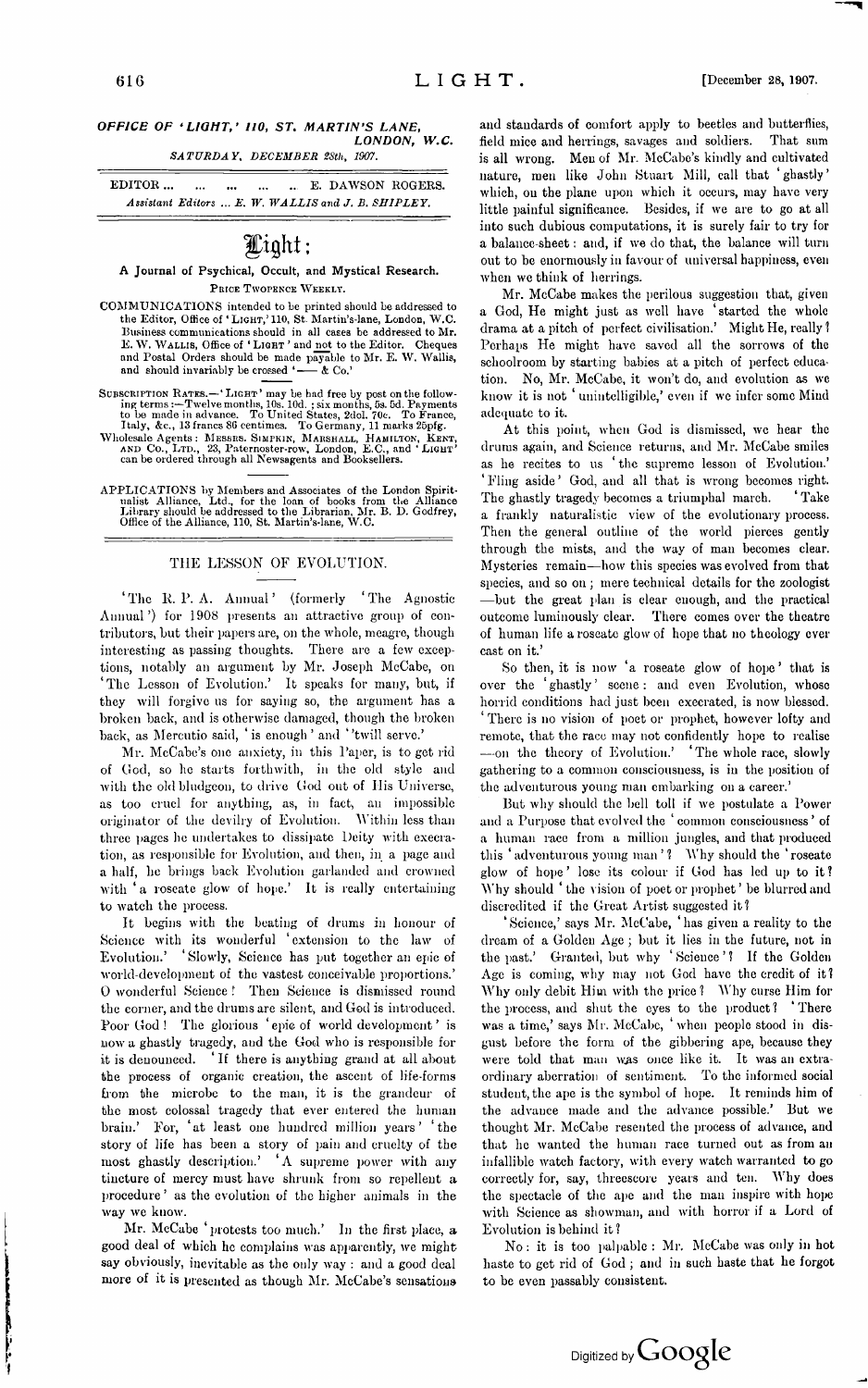*OFFICE OF 'LIGHT,' 110, ST. MARTIN'S LANE, LONDON, W.C.*
*SATURDAY, DECEMBER 28th, 1907.*

EDITOR ... ... ... ... .. E. DAWSON ROGERS.
*Assistant Editors ... E. W. WALLIS and J. B. SHIPLEY.*

# Light:

**A Journal of Psychical, Occult, and Mystical Research.**
PRICE TWOPENCE WEEKLY.

COMMUNICATIONS intended to be printed should be addressed to the Editor, Office of 'LIGHT,' 110, St. Martin's-lane, London, W.C. Business communications should in all cases be addressed to Mr. E. W. WALLIS, Office of 'LIGHT' and not to the Editor. Cheques and Postal Orders should be made payable to Mr. E. W. Wallis, and should invariably be crossed '—— & Co.'

SUBSCRIPTION RATES.—'LIGHT' may be had free by post on the following terms:—Twelve months, 10s. 10d.; six months, 5s. 5d. Payments to be made in advance. To United States, 2dol. 70c. To France, Italy, &c., 13 francs 86 centimes. To Germany, 11 marks 25pfg.

Wholesale Agents: MESSRS. SIMPKIN, MARSHALL, HAMILTON, KENT, AND CO., LTD., 23, Paternoster-row, London, E.C., and 'LIGHT' can be ordered through all Newsagents and Booksellers.

APPLICATIONS by Members and Associates of the London Spiritualist Alliance, Ltd., for the loan of books from the Alliance Library should be addressed to the Librarian, Mr. B. D. Godfrey, Office of the Alliance, 110, St. Martin's-lane, W.C.

## THE LESSON OF EVOLUTION.

'The R. P. A. Annual' (formerly 'The Agnostic Annual') for 1908 presents an attractive group of contributors, but their papers are, on the whole, meagre, though interesting as passing thoughts. There are a few exceptions, notably an argument by Mr. Joseph McCabe, on 'The Lesson of Evolution.' It speaks for many, but, if they will forgive us for saying so, the argument has a broken back, and is otherwise damaged, though the broken back, as Mercutio said, 'is enough' and ''twill serve.'

Mr. McCabe's one anxiety, in this Paper, is to get rid of God, so he starts forthwith, in the old style and with the old bludgeon, to drive God out of His Universe, as too cruel for anything, as, in fact, an impossible originator of the devilry of Evolution. Within less than three pages he undertakes to dissipate Deity with execration, as responsible for Evolution, and then, in a page and a half, he brings back Evolution garlanded and crowned with 'a roseate glow of hope.' It is really entertaining to watch the process.

It begins with the beating of drums in honour of Science with its wonderful 'extension to the law of Evolution.' 'Slowly, Science has put together an epic of world-development of the vastest conceivable proportions.' O wonderful Science! Then Science is dismissed round the corner, and the drums are silent, and God is introduced. Poor God! The glorious 'epic of world development' is now a ghastly tragedy, and the God who is responsible for it is denounced. 'If there is anything grand at all about the process of organic creation, the ascent of life-forms from the microbe to the man, it is the grandeur of the most colossal tragedy that ever entered the human brain.' For, 'at least one hundred million years' 'the story of life has been a story of pain and cruelty of the most ghastly description.' 'A supreme power with any tincture of mercy must have shrunk from so repellent a procedure' as the evolution of the higher animals in the way we know.

Mr. McCabe 'protests too much.' In the first place, a good deal of which he complains was apparently, we might say obviously, inevitable as the only way: and a good deal more of it is presented as though Mr. McCabe's sensations and standards of comfort apply to beetles and butterflies, field mice and herrings, savages and soldiers. That sum is all wrong. Men of Mr. McCabe's kindly and cultivated nature, men like John Stuart Mill, call that 'ghastly' which, on the plane upon which it occurs, may have very little painful significance. Besides, if we are to go at all into such dubious computations, it is surely fair to try for a balance-sheet: and, if we do that, the balance will turn out to be enormously in favour of universal happiness, even when we think of herrings.

Mr. McCabe makes the perilous suggestion that, given a God, He might just as well have 'started the whole drama at a pitch of perfect civilisation.' Might He, really? Perhaps He might have saved all the sorrows of the schoolroom by starting babies at a pitch of perfect education. No, Mr. McCabe, it won't do, and evolution as we know it is not 'unintelligible,' even if we infer some Mind adequate to it.

At this point, when God is dismissed, we hear the drums again, and Science returns, and Mr. McCabe smiles as he recites to us 'the supreme lesson of Evolution.' 'Fling aside' God, and all that is wrong becomes right. The ghastly tragedy becomes a triumphal march. 'Take a frankly naturalistic view of the evolutionary process. Then the general outline of the world pierces gently through the mists, and the way of man becomes clear. Mysteries remain—how this species was evolved from that species, and so on; mere technical details for the zoologist—but the great plan is clear enough, and the practical outcome luminously clear. There comes over the theatre of human life a roseate glow of hope that no theology ever cast on it.'

So then, it is now 'a roseate glow of hope' that is over the 'ghastly' scene: and even Evolution, whose horrid conditions had just been execrated, is now blessed. 'There is no vision of poet or prophet, however lofty and remote, that the race may not confidently hope to realise—on the theory of Evolution.' 'The whole race, slowly gathering to a common consciousness, is in the position of the adventurous young man embarking on a career.'

But why should the bell toll if we postulate a Power and a Purpose that evolved the 'common consciousness' of a human race from a million jungles, and that produced this 'adventurous young man'? Why should the 'roseate glow of hope' lose its colour if God has led up to it? Why should 'the vision of poet or prophet' be blurred and discredited if the Great Artist suggested it?

'Science,' says Mr. McCabe, 'has given a reality to the dream of a Golden Age; but it lies in the future, not in the past.' Granted, but why 'Science'? If the Golden Age is coming, why may not God have the credit of it? Why only debit Him with the price? Why curse Him for the process, and shut the eyes to the product? 'There was a time,' says Mr. McCabe, 'when people stood in disgust before the form of the gibbering ape, because they were told that man was once like it. It was an extraordinary aberration of sentiment. To the informed social student, the ape is the symbol of hope. It reminds him of the advance made and the advance possible.' But we thought Mr. McCabe resented the process of advance, and that he wanted the human race turned out as from an infallible watch factory, with every watch warranted to go correctly for, say, threescore years and ten. Why does the spectacle of the ape and the man inspire with hope with Science as showman, and with horror if a Lord of Evolution is behind it?

No: it is too palpable: Mr. McCabe was only in hot haste to get rid of God; and in such haste that he forgot to be even passably consistent.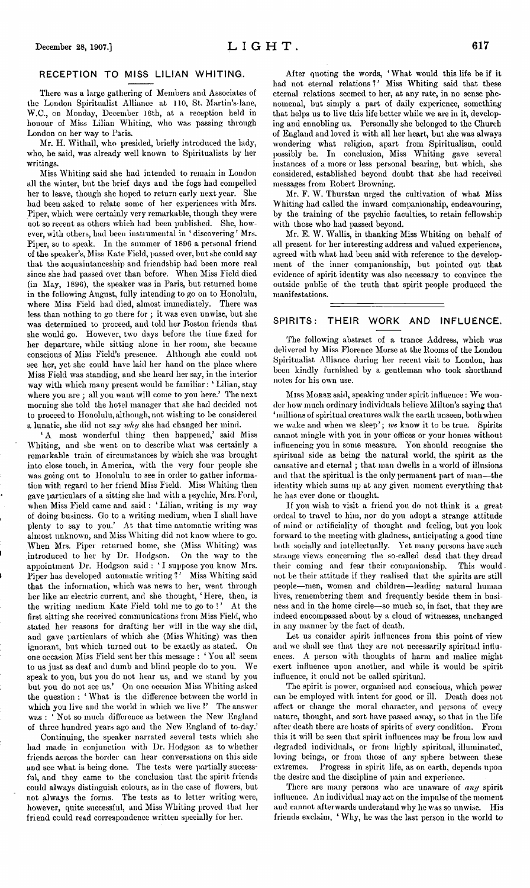## RECEPTION TO MISS LILIAN WHITING.

There was a large gathering of Members and Associates of the London Spiritualist Alliance at 110, St. Martin's-lane, W.C., on Monday, December 16th, at a reception held in honour of Miss Lilian Whiting, who was passing through London on her way to Paris.

Mr. H. Withall, who presided, briefly introduced the lady, who, he said, was already well known to Spiritualists by her writings.

Miss Whiting said she had intended to remain in London all the winter, but the brief days and the fogs had compelled her to leave, though she hoped to return early next year. She had been asked to relate some of her experiences with Mrs. Piper, which were certainly very remarkable, though they were not so recent as others which had been published. She, however, with others, had been instrumental in 'discovering' Mrs. Piper, so to speak. In the summer of 1896 a personal friend of the speaker's, Miss Kate Field, passed over, but she could say that the acquaintanceship and friendship had been more real since she had passed over than before. When Miss Field died (in May, 1896), the speaker was in Paris, but returned home in the following August, fully intending to go on to Honolulu, where Miss Field had died, almost immediately. There was less than nothing to go there for; it was even unwise, but she was determined to proceed, and told her Boston friends that she would go. However, two days before the time fixed for her departure, while sitting alone in her room, she became conscious of Miss Field's presence. Although she could not see her, yet she could have laid her hand on the place where Miss Field was standing, and she heard her say, in the interior way with which many present would be familiar: 'Lilian, stay where you are; all you want will come to you here.' The next morning she told the hotel manager that she had decided not to proceed to Honolulu, although, not wishing to be considered a lunatic, she did not say *why* she had changed her mind.

'A most wonderful thing then happened,' said Miss Whiting, and she went on to describe what was certainly a remarkable train of circumstances by which she was brought into close touch, in America, with the very four people she was going out to Honolulu to see in order to gather information with regard to her friend Miss Field. Miss Whiting then gave particulars of a sitting she had with a psychic, Mrs. Ford, when Miss Field came and said: 'Lilian, writing is my way of doing business. Go to a writing medium, when I shall have plenty to say to you.' At that time automatic writing was almost unknown, and Miss Whiting did not know where to go. When Mrs. Piper returned home, she (Miss Whiting) was introduced to her by Dr. Hodgson. On the way to the appointment Dr. Hodgson said: 'I suppose you know Mrs. Piper has developed automatic writing?' Miss Whiting said that the information, which was news to her, went through her like an electric current, and she thought, 'Here, then, is the writing medium Kate Field told me to go to!' At the first sitting she received communications from Miss Field, who stated her reasons for drafting her will in the way she did, and gave particulars of which she (Miss Whiting) was then ignorant, but which turned out to be exactly as stated. On one occasion Miss Field sent her this message: 'You all seem to us just as deaf and dumb and blind people do to you. We speak to you, but you do not hear us, and we stand by you but you do not see us.' On one occasion Miss Whiting asked the question: 'What is the difference between the world in which you live and the world in which we live?' The answer was: 'Not so much difference as between the New England of three hundred years ago and the New England of to-day.'

Continuing, the speaker narrated several tests which she had made in conjunction with Dr. Hodgson as to whether friends across the border can hear conversations on this side and see what is being done. The tests were partially successful, and they came to the conclusion that the spirit friends could always distinguish colours, as in the case of flowers, but not always the forms. The tests as to letter writing were, however, quite successful, and Miss Whiting proved that her friend could read correspondence written specially for her.

After quoting the words, 'What would this life be if it had not eternal relations?' Miss Whiting said that these eternal relations seemed to her, at any rate, in no sense phenomenal, but simply a part of daily experience, something that helps us to live this life better while we are in it, developing and ennobling us. Personally she belonged to the Church of England and loved it with all her heart, but she was always wondering what religion, apart from Spiritualism, could possibly be. In conclusion, Miss Whiting gave several instances of a more or less personal bearing, but which, she considered, established beyond doubt that she had received messages from Robert Browning.

Mr. F. W. Thurstan urged the cultivation of what Miss Whiting had called the inward companionship, endeavouring, by the training of the psychic faculties, to retain fellowship with those who had passed beyond.

Mr. E. W. Wallis, in thanking Miss Whiting on behalf of all present for her interesting address and valued experiences, agreed with what had been said with reference to the development of the inner companionship, but pointed out that evidence of spirit identity was also necessary to convince the outside public of the truth that spirit people produced the manifestations.

## SPIRITS: THEIR WORK AND INFLUENCE.

The following abstract of a trance Address, which was delivered by Miss Florence Morse at the Rooms of the London Spiritualist Alliance during her recent visit to London, has been kindly furnished by a gentleman who took shorthand notes for his own use.

Miss Morse said, speaking under spirit influence: We wonder how much ordinary individuals believe Milton's saying that 'millions of spiritual creatures walk the earth unseen, both when we wake and when we sleep'; *we* know it to be true. Spirits cannot mingle with you in your offices or your homes without influencing you in some measure. You should recognise the spiritual side as being the natural world, the spirit as the causative and eternal; that man dwells in a world of illusions and that the spiritual is the only permanent part of man—the identity which sums up at any given moment everything that he has ever done or thought.

If you wish to visit a friend you do not think it a great ordeal to travel to him, nor do you adopt a strange attitude of mind or artificiality of thought and feeling, but you look forward to the meeting with gladness, anticipating a good time both socially and intellectually. Yet many persons have such strange views concerning the so-called dead that they dread their coming and fear their companionship. This would not be their attitude if they realised that the spirits are still people—men, women and children—leading natural human lives, remembering them and frequently beside them in business and in the home circle—so much so, in fact, that they are indeed encompassed about by a cloud of witnesses, unchanged in any manner by the fact of death.

Let us consider spirit influences from this point of view and we shall see that they are not necessarily spiritual influences. A person with thoughts of harm and malice might exert influence upon another, and while it would be spirit influence, it could not be called spiritual.

The spirit is power, organised and conscious, which power can be employed with intent for good or ill. Death does not affect or change the moral character, and persons of every nature, thought, and sort have passed away, so that in the life after death there are hosts of spirits of every condition. From this it will be seen that spirit influences may be from low and degraded individuals, or from highly spiritual, illuminated, loving beings, or from those of any sphere between these extremes. Progress in spirit life, as on earth, depends upon the desire and the discipline of pain and experience.

There are many persons who are unaware of *any* spirit influence. An individual may act on the impulse of the moment and cannot afterwards understand why he was so unwise. His friends exclaim, 'Why, he was the last person in the world to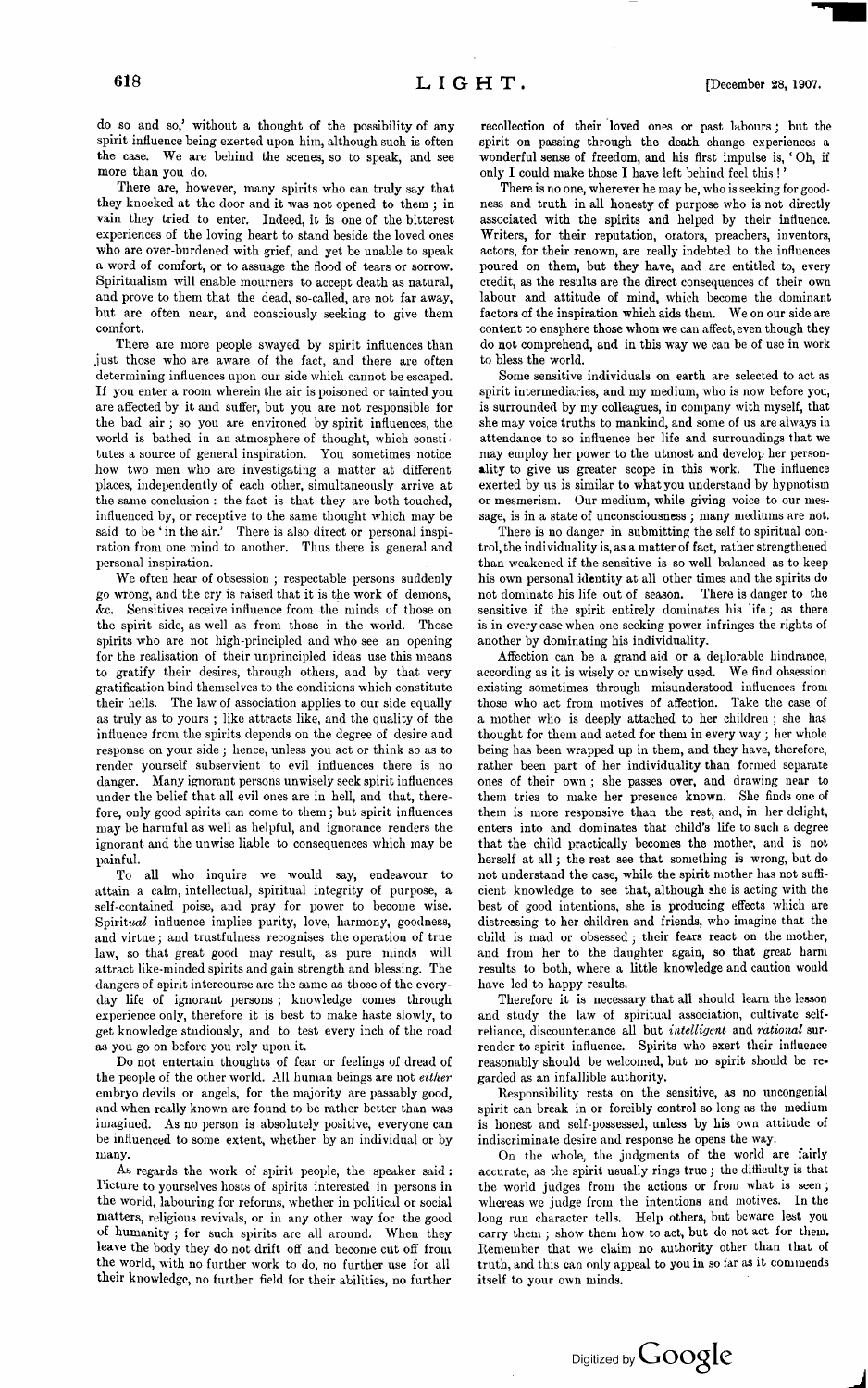do so and so,' without a thought of the possibility of any spirit influence being exerted upon him, although such is often the case. We are behind the scenes, so to speak, and see more than you do.

There are, however, many spirits who can truly say that they knocked at the door and it was not opened to them; in vain they tried to enter. Indeed, it is one of the bitterest experiences of the loving heart to stand beside the loved ones who are over-burdened with grief, and yet be unable to speak a word of comfort, or to assuage the flood of tears or sorrow. Spiritualism will enable mourners to accept death as natural, and prove to them that the dead, so-called, are not far away, but are often near, and consciously seeking to give them comfort.

There are more people swayed by spirit influences than just those who are aware of the fact, and there are often determining influences upon our side which cannot be escaped. If you enter a room wherein the air is poisoned or tainted you are affected by it and suffer, but you are not responsible for the bad air; so you are environed by spirit influences, the world is bathed in an atmosphere of thought, which constitutes a source of general inspiration. You sometimes notice how two men who are investigating a matter at different places, independently of each other, simultaneously arrive at the same conclusion: the fact is that they are both touched, influenced by, or receptive to the same thought which may be said to be 'in the air.' There is also direct or personal inspiration from one mind to another. Thus there is general and personal inspiration.

We often hear of obsession; respectable persons suddenly go wrong, and the cry is raised that it is the work of demons, &c. Sensitives receive influence from the minds of those on the spirit side, as well as from those in the world. Those spirits who are not high-principled and who see an opening for the realisation of their unprincipled ideas use this means to gratify their desires, through others, and by that very gratification bind themselves to the conditions which constitute their hells. The law of association applies to our side equally as truly as to yours; like attracts like, and the quality of the influence from the spirits depends on the degree of desire and response on your side; hence, unless you act or think so as to render yourself subservient to evil influences there is no danger. Many ignorant persons unwisely seek spirit influences under the belief that all evil ones are in hell, and that, therefore, only good spirits can come to them; but spirit influences may be harmful as well as helpful, and ignorance renders the ignorant and the unwise liable to consequences which may be painful.

To all who inquire we would say, endeavour to attain a calm, intellectual, spiritual integrity of purpose, a self-contained poise, and pray for power to become wise. Spirit*ual* influence implies purity, love, harmony, goodness, and virtue; and trustfulness recognises the operation of true law, so that great good may result, as pure minds will attract like-minded spirits and gain strength and blessing. The dangers of spirit intercourse are the same as those of the every-day life of ignorant persons; knowledge comes through experience only, therefore it is best to make haste slowly, to get knowledge studiously, and to test every inch of the road as you go on before you rely upon it.

Do not entertain thoughts of fear or feelings of dread of the people of the other world. All human beings are not *either* embryo devils or angels, for the majority are passably good, and when really known are found to be rather better than was imagined. As no person is absolutely positive, everyone can be influenced to some extent, whether by an individual or by many.

As regards the work of spirit people, the speaker said: Picture to yourselves hosts of spirits interested in persons in the world, labouring for reforms, whether in political or social matters, religious revivals, or in any other way for the good of humanity; for such spirits are all around. When they leave the body they do not drift off and become cut off from the world, with no further work to do, no further use for all their knowledge, no further field for their abilities, no further recollection of their loved ones or past labours; but the spirit on passing through the death change experiences a wonderful sense of freedom, and his first impulse is, 'Oh, if only I could make those I have left behind feel this!'

There is no one, wherever he may be, who is seeking for goodness and truth in all honesty of purpose who is not directly associated with the spirits and helped by their influence. Writers, for their reputation, orators, preachers, inventors, actors, for their renown, are really indebted to the influences poured on them, but they have, and are entitled to, every credit, as the results are the direct consequences of their own labour and attitude of mind, which become the dominant factors of the inspiration which aids them. We on our side are content to ensphere those whom we can affect, even though they do not comprehend, and in this way we can be of use in work to bless the world.

Some sensitive individuals on earth are selected to act as spirit intermediaries, and my medium, who is now before you, is surrounded by my colleagues, in company with myself, that she may voice truths to mankind, and some of us are always in attendance to so influence her life and surroundings that we may employ her power to the utmost and develop her personality to give us greater scope in this work. The influence exerted by us is similar to what you understand by hypnotism or mesmerism. Our medium, while giving voice to our message, is in a state of unconsciousness; many mediums are not.

There is no danger in submitting the self to spiritual control, the individuality is, as a matter of fact, rather strengthened than weakened if the sensitive is so well balanced as to keep his own personal identity at all other times and the spirits do not dominate his life out of season. There is danger to the sensitive if the spirit entirely dominates his life; as there is in every case when one seeking power infringes the rights of another by dominating his individuality.

Affection can be a grand aid or a deplorable hindrance, according as it is wisely or unwisely used. We find obsession existing sometimes through misunderstood influences from those who act from motives of affection. Take the case of a mother who is deeply attached to her children; she has thought for them and acted for them in every way; her whole being has been wrapped up in them, and they have, therefore, rather been part of her individuality than formed separate ones of their own; she passes over, and drawing near to them tries to make her presence known. She finds one of them is more responsive than the rest, and, in her delight, enters into and dominates that child's life to such a degree that the child practically becomes the mother, and is not herself at all; the rest see that something is wrong, but do not understand the case, while the spirit mother has not sufficient knowledge to see that, although she is acting with the best of good intentions, she is producing effects which are distressing to her children and friends, who imagine that the child is mad or obsessed; their fears react on the mother, and from her to the daughter again, so that great harm results to both, where a little knowledge and caution would have led to happy results.

Therefore it is necessary that all should learn the lesson and study the law of spiritual association, cultivate self-reliance, discountenance all but *intelligent* and *rational* surrender to spirit influence. Spirits who exert their influence reasonably should be welcomed, but no spirit should be regarded as an infallible authority.

Responsibility rests on the sensitive, as no uncongenial spirit can break in or forcibly control so long as the medium is honest and self-possessed, unless by his own attitude of indiscriminate desire and response he opens the way.

On the whole, the judgments of the world are fairly accurate, as the spirit usually rings true; the difficulty is that the world judges from the actions or from what is seen; whereas we judge from the intentions and motives. In the long run character tells. Help others, but beware lest you carry them; show them how to act, but do not act for them. Remember that we claim no authority other than that of truth, and this can only appeal to you in so far as it commends itself to your own minds.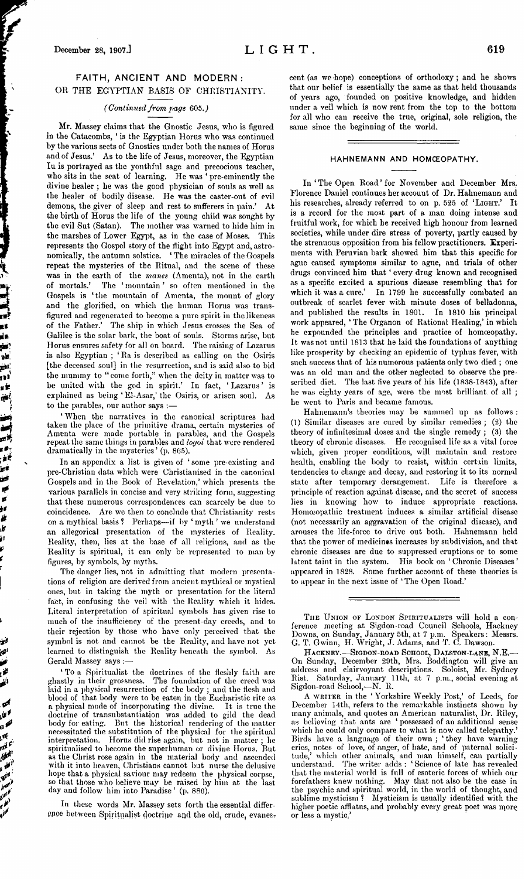## FAITH, ANCIENT AND MODERN:
### OR THE EGYPTIAN BASIS OF CHRISTIANITY.

*(Continued from page 605.)*

Mr. Massey claims that the Gnostic Jesus, who is figured in the Catacombs, 'is the Egyptian Horus who was continued by the various sects of Gnostics under both the names of Horus and of Jesus.' As to the life of Jesus, moreover, the Egyptian Iu is portrayed as the youthful sage and precocious teacher, who sits in the seat of learning. He was 'pre-eminently the divine healer; he was the good physician of souls as well as the healer of bodily disease. He was the caster-out of evil demons, the giver of sleep and rest to sufferers in pain.' At the birth of Horus the life of the young child was sought by the evil Sut (Satan). The mother was warned to hide him in the marshes of Lower Egypt, as in the case of Moses. This represents the Gospel story of the flight into Egypt and, astronomically, the autumn solstice. 'The miracles of the Gospels repeat the mysteries of the Ritual, and the scene of these was in the earth of the *manes* (Amenta), not in the earth of mortals.' The 'mountain' so often mentioned in the Gospels is 'the mountain of Amenta, the mount of glory and the glorified, on which the human Horus was transfigured and regenerated to become a pure spirit in the likeness of the Father.' The ship in which Jesus crosses the Sea of Galilee is the solar bark, the boat of souls. Storms arise, but Horus ensures safety for all on board. The raising of Lazarus is also Egyptian; 'Ra is described as calling on the Osiris [the deceased soul] in the resurrection, and is said also to bid the mummy to "come forth," when the deity in matter was to be united with the god in spirit.' In fact, 'Lazarus' is explained as being 'El-Asar,' the Osiris, or arisen soul. As to the parables, our author says:—

'When the narratives in the canonical scriptures had taken the place of the primitive drama, certain mysteries of Amenta were made portable in parables, and the Gospels repeat the same things in parables and *logoi* that were rendered dramatically in the mysteries' (p. 865).

In an appendix a list is given of 'some pre-existing and pre-Christian data which were Christianised in the canonical Gospels and in the Book of Revelation,' which presents the various parallels in concise and very striking form, suggesting that these numerous correspondences can scarcely be due to coincidence. Are we then to conclude that Christianity rests on a mythical basis? Perhaps—if by 'myth' we understand an allegorical presentation of the mysteries of Reality. Reality, then, lies at the base of all religions, and as the Reality is spiritual, it can only be represented to man by figures, by symbols, by myths.

The danger lies, not in admitting that modern presentations of religion are derived from ancient mythical or mystical ones, but in taking the myth or presentation for the literal fact, in confusing the veil with the Reality which it hides. Literal interpretation of spiritual symbols has given rise to much of the insufficiency of the present-day creeds, and to their rejection by those who have only perceived that the symbol is not and cannot be the Reality, and have not yet learned to distinguish the Reality beneath the symbol. As Gerald Massey says:—

'To a Spiritualist the doctrines of the fleshly faith are ghastly in their grossness. The foundation of the creed was laid in a physical resurrection of the body; and the flesh and blood of that body were to be eaten in the Eucharistic rite as a physical mode of incorporating the divine. It is true the doctrine of transubstantiation was added to gild the dead body for eating. But the historical rendering of the matter necessitated the substitution of the physical for the spiritual interpretation. Horus did rise again, but not in matter; he spiritualised to become the superhuman or divine Horus. But as the Christ rose again in the material body and ascended with it into heaven, Christians cannot but nurse the delusive hope that a physical saviour may redeem the physical corpse, so that those who believe may be raised by him at the last day and follow him into Paradise' (p. 886).

In these words Mr. Massey sets forth the essential difference between Spiritualist doctrine and the old, crude, evanescent (as we hope) conceptions of orthodoxy; and he shows that our belief is essentially the same as that held thousands of years ago, founded on positive knowledge, and hidden under a veil which is now rent from the top to the bottom for all who can receive the true, original, sole religion, the same since the beginning of the world.

## HAHNEMANN AND HOMŒOPATHY.

In 'The Open Road' for November and December Mrs. Florence Daniel continues her account of Dr. Hahnemann and his researches, already referred to on p. 525 of 'LIGHT.' It is a record for the most part of a man doing intense and fruitful work, for which he received high honour from learned societies, while under dire stress of poverty, partly caused by the strenuous opposition from his fellow practitioners. Experiments with Peruvian bark showed him that this specific for ague caused symptoms similar to ague, and trials of other drugs convinced him that 'every drug known and recognised as a specific excited a spurious disease resembling that for which it was a cure.' In 1799 he successfully combated an outbreak of scarlet fever with minute doses of belladonna, and published the results in 1801. In 1810 his principal work appeared, 'The Organon of Rational Healing,' in which he expounded the principles and practice of homœopathy. It was not until 1813 that he laid the foundations of anything like prosperity by checking an epidemic of typhus fever, with such success that of his numerous patients only two died; one was an old man and the other neglected to observe the prescribed diet. The last five years of his life (1838-1843), after he was eighty years of age, were the most brilliant of all; he went to Paris and became famous.

Hahnemann's theories may be summed up as follows: (1) Similar diseases are cured by similar remedies; (2) the theory of infinitesimal doses and the single remedy; (3) the theory of chronic diseases. He recognised life as a vital force which, given proper conditions, will maintain and restore health, enabling the body to resist, within certain limits, tendencies to change and decay, and restoring it to its normal state after temporary derangement. Life is therefore a principle of reaction against disease, and the secret of success lies in knowing how to induce appropriate reactions. Homœopathic treatment induces a similar artificial disease (not necessarily an aggravation of the original disease), and arouses the life-force to drive out both. Hahnemann held that the power of medicines increases by subdivision, and that chronic diseases are due to suppressed eruptions or to some latent taint in the system. His book on 'Chronic Diseases' appeared in 1828. Some further account of these theories is to appear in the next issue of 'The Open Road.'

THE UNION OF LONDON SPIRITUALISTS will hold a conference meeting at Sigdon-road Council Schools, Hackney Downs, on Sunday, January 5th, at 7 p.m. Speakers: Messrs. G. T. Gwinn, H. Wright, J. Adams, and T. C. Dawson.

HACKNEY.—SIGDON-ROAD SCHOOL, DALSTON-LANE, N.E.—On Sunday, December 29th, Mrs. Boddington will give an address and clairvoyant descriptions. Soloist, Mr. Sydney Rist. Saturday, January 11th, at 7 p.m., social evening at Sigdon-road School,—N. R.

A WRITER in the 'Yorkshire Weekly Post,' of Leeds, for December 14th, refers to the remarkable instincts shown by many animals, and quotes an American naturalist, Dr. Riley, as believing that ants are 'possessed of an additional sense which he could only compare to what is now called telepathy.' Birds have a language of their own; 'they have warning cries, notes of love, of anger, of hate, and of paternal solicitude,' which other animals, and man himself, can partially understand. The writer adds: 'Science of late has revealed that the material world is full of esoteric forces of which our forefathers knew nothing. May that not also be the case in the psychic and spiritual world, in the world of thought, and sublime mysticism? Mysticism is usually identified with the higher poetic afflatus, and probably every great poet was more or less a mystic.'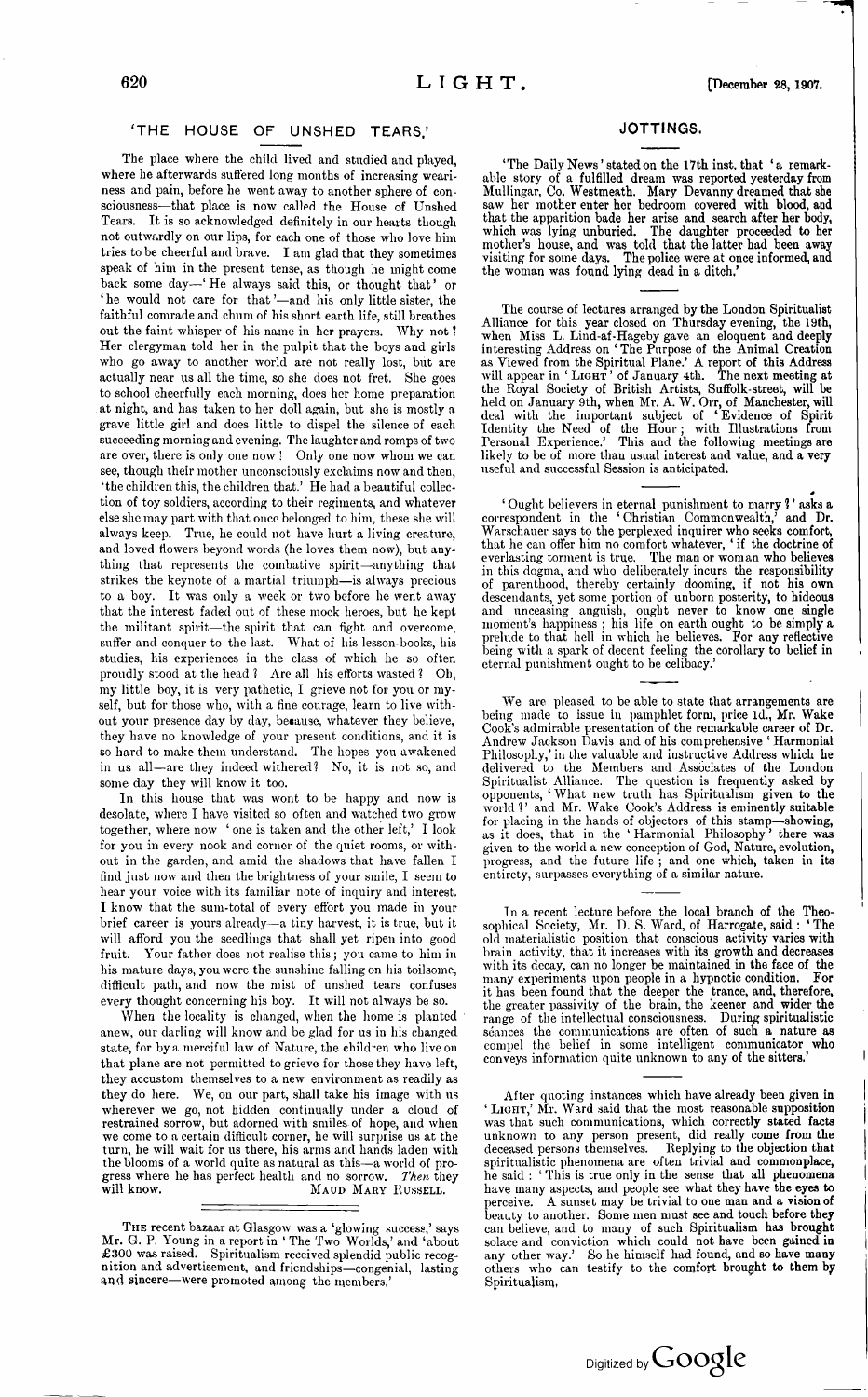## 'THE HOUSE OF UNSHED TEARS.'

The place where the child lived and studied and played, where he afterwards suffered long months of increasing weariness and pain, before he went away to another sphere of consciousness—that place is now called the House of Unshed Tears. It is so acknowledged definitely in our hearts though not outwardly on our lips, for each one of those who love him tries to be cheerful and brave. I am glad that they sometimes speak of him in the present tense, as though he might come back some day—'He always said this, or thought that' or 'he would not care for that'—and his only little sister, the faithful comrade and chum of his short earth life, still breathes out the faint whisper of his name in her prayers. Why not? Her clergyman told her in the pulpit that the boys and girls who go away to another world are not really lost, but are actually near us all the time, so she does not fret. She goes to school cheerfully each morning, does her home preparation at night, and has taken to her doll again, but she is mostly a grave little girl and does little to dispel the silence of each succeeding morning and evening. The laughter and romps of two are over, there is only one now! Only one now whom we can see, though their mother unconsciously exclaims now and then, 'the children this, the children that.' He had a beautiful collection of toy soldiers, according to their regiments, and whatever else she may part with that once belonged to him, these she will always keep. True, he could not have hurt a living creature, and loved flowers beyond words (he loves them now), but anything that represents the combative spirit—anything that strikes the keynote of a martial triumph—is always precious to a boy. It was only a week or two before he went away that the interest faded out of these mock heroes, but he kept the militant spirit—the spirit that can fight and overcome, suffer and conquer to the last. What of his lesson-books, his studies, his experiences in the class of which he so often proudly stood at the head? Are all his efforts wasted? Oh, my little boy, it is very pathetic, I grieve not for you or myself, but for those who, with a fine courage, learn to live without your presence day by day, because, whatever they believe, they have no knowledge of your present conditions, and it is so hard to make them understand. The hopes you awakened in us all—are they indeed withered? No, it is not so, and some day they will know it too.

In this house that was wont to be happy and now is desolate, where I have visited so often and watched two grow together, where now 'one is taken and the other left,' I look for you in every nook and corner of the quiet rooms, or without in the garden, and amid the shadows that have fallen I find just now and then the brightness of your smile, I seem to hear your voice with its familiar note of inquiry and interest. I know that the sum-total of every effort you made in your brief career is yours already—a tiny harvest, it is true, but it will afford you the seedlings that shall yet ripen into good fruit. Your father does not realise this; you came to him in his mature days, you were the sunshine falling on his toilsome, difficult path, and now the mist of unshed tears confuses every thought concerning his boy. It will not always be so.

When the locality is changed, when the home is planted anew, our darling will know and be glad for us in his changed state, for by a merciful law of Nature, the children who live on that plane are not permitted to grieve for those they have left, they accustom themselves to a new environment as readily as they do here. We, on our part, shall take his image with us wherever we go, not hidden continually under a cloud of restrained sorrow, but adorned with smiles of hope, and when we come to a certain difficult corner, he will surprise us at the turn, he will wait for us there, his arms and hands laden with the blooms of a world quite as natural as this—a world of progress where he has perfect health and no sorrow. *Then* they will know.

MAUD MARY RUSSELL.

---

THE recent bazaar at Glasgow was a 'glowing success,' says Mr. G. P. Young in a report in 'The Two Worlds,' and 'about £300 was raised. Spiritualism received splendid public recognition and advertisement, and friendships—congenial, lasting and sincere—were promoted among the members.'

## JOTTINGS.

'The Daily News' stated on the 17th inst. that 'a remarkable story of a fulfilled dream was reported yesterday from Mullingar, Co. Westmeath. Mary Devanny dreamed that she saw her mother enter her bedroom covered with blood, and that the apparition bade her arise and search after her body, which was lying unburied. The daughter proceeded to her mother's house, and was told that the latter had been away visiting for some days. The police were at once informed, and the woman was found lying dead in a ditch.'

---

The course of lectures arranged by the London Spiritualist Alliance for this year closed on Thursday evening, the 19th, when Miss L. Lind-af-Hageby gave an eloquent and deeply interesting Address on 'The Purpose of the Animal Creation as Viewed from the Spiritual Plane.' A report of this Address will appear in 'LIGHT' of January 4th. The next meeting at the Royal Society of British Artists, Suffolk-street, will be held on January 9th, when Mr. A. W. Orr, of Manchester, will deal with the important subject of 'Evidence of Spirit Identity the Need of the Hour; with Illustrations from Personal Experience.' This and the following meetings are likely to be of more than usual interest and value, and a very useful and successful Session is anticipated.

---

'Ought believers in eternal punishment to marry?' asks a correspondent in the 'Christian Commonwealth,' and Dr. Warschauer says to the perplexed inquirer who seeks comfort, that he can offer him no comfort whatever, 'if the doctrine of everlasting torment is true. The man or woman who believes in this dogma, and who deliberately incurs the responsibility of parenthood, thereby certainly dooming, if not his own descendants, yet some portion of unborn posterity, to hideous and unceasing anguish, ought never to know one single moment's happiness; his life on earth ought to be simply a prelude to that hell in which he believes. For any reflective being with a spark of decent feeling the corollary to belief in eternal punishment ought to be celibacy.'

---

We are pleased to be able to state that arrangements are being made to issue in pamphlet form, price 1d., Mr. Wake Cook's admirable presentation of the remarkable career of Dr. Andrew Jackson Davis and of his comprehensive 'Harmonial Philosophy,' in the valuable and instructive Address which he delivered to the Members and Associates of the London Spiritualist Alliance. The question is frequently asked by opponents, 'What new truth has Spiritualism given to the world?' and Mr. Wake Cook's Address is eminently suitable for placing in the hands of objectors of this stamp—showing, as it does, that in the 'Harmonial Philosophy' there was given to the world a new conception of God, Nature, evolution, progress, and the future life; and one which, taken in its entirety, surpasses everything of a similar nature.

---

In a recent lecture before the local branch of the Theosophical Society, Mr. D. S. Ward, of Harrogate, said: 'The old materialistic position that conscious activity varies with brain activity, that it increases with its growth and decreases with its decay, can no longer be maintained in the face of the many experiments upon people in a hypnotic condition. For it has been found that the deeper the trance, and, therefore, the greater passivity of the brain, the keener and wider the range of the intellectual consciousness. During spiritualistic séances the communications are often of such a nature as compel the belief in some intelligent communicator who conveys information quite unknown to any of the sitters.'

---

After quoting instances which have already been given in 'LIGHT,' Mr. Ward said that the most reasonable supposition was that such communications, which correctly stated facts unknown to any person present, did really come from the deceased persons themselves. Replying to the objection that spiritualistic phenomena are often trivial and commonplace, he said: 'This is true only in the sense that all phenomena have many aspects, and people see what they have the eyes to perceive. A sunset may be trivial to one man and a vision of beauty to another. Some men must see and touch before they can believe, and to many of such Spiritualism has brought solace and conviction which could not have been gained in any other way.' So he himself had found, and so have many others who can testify to the comfort brought to them by Spiritualism.